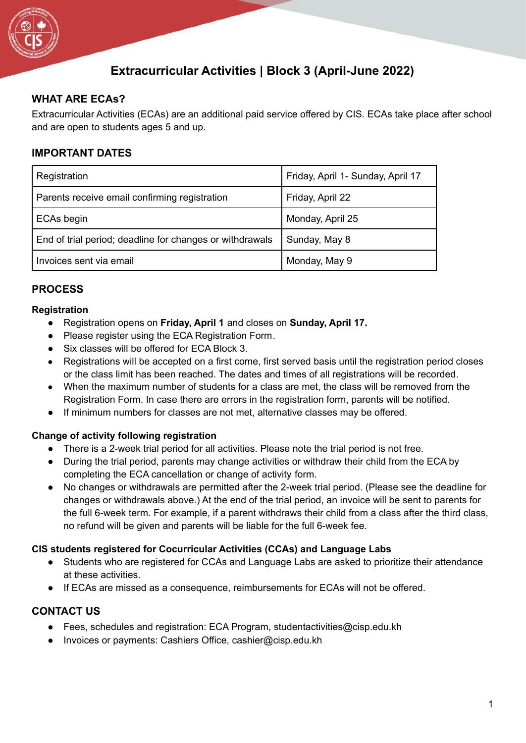# Extracurricular Activities | Block 3 (April-June 2022)

## WHAT ARE ECAs?

Extracurricular Activities (ECAs) are an additional paid service offered by CIS. ECAs take place after school and are open to students ages 5 and up.

## IMPORTANT DATES

| Registration | Friday, April 1- Sunday, April 17 |
|---|---|
| Parents receive email confirming registration | Friday, April 22 |
| ECAs begin | Monday, April 25 |
| End of trial period; deadline for changes or withdrawals | Sunday, May 8 |
| Invoices sent via email | Monday, May 9 |

## PROCESS

### Registration

- Registration opens on **Friday, April 1** and closes on **Sunday, April 17.**
- Please register using the ECA Registration Form.
- Six classes will be offered for ECA Block 3.
- Registrations will be accepted on a first come, first served basis until the registration period closes or the class limit has been reached. The dates and times of all registrations will be recorded.
- When the maximum number of students for a class are met, the class will be removed from the Registration Form. In case there are errors in the registration form, parents will be notified.
- If minimum numbers for classes are not met, alternative classes may be offered.

### Change of activity following registration

- There is a 2-week trial period for all activities. Please note the trial period is not free.
- During the trial period, parents may change activities or withdraw their child from the ECA by completing the ECA cancellation or change of activity form.
- No changes or withdrawals are permitted after the 2-week trial period. (Please see the deadline for changes or withdrawals above.) At the end of the trial period, an invoice will be sent to parents for the full 6-week term. For example, if a parent withdraws their child from a class after the third class, no refund will be given and parents will be liable for the full 6-week fee.

### CIS students registered for Cocurricular Activities (CCAs) and Language Labs

- Students who are registered for CCAs and Language Labs are asked to prioritize their attendance at these activities.
- If ECAs are missed as a consequence, reimbursements for ECAs will not be offered.

## CONTACT US

- Fees, schedules and registration: ECA Program, studentactivities@cisp.edu.kh
- Invoices or payments: Cashiers Office, cashier@cisp.edu.kh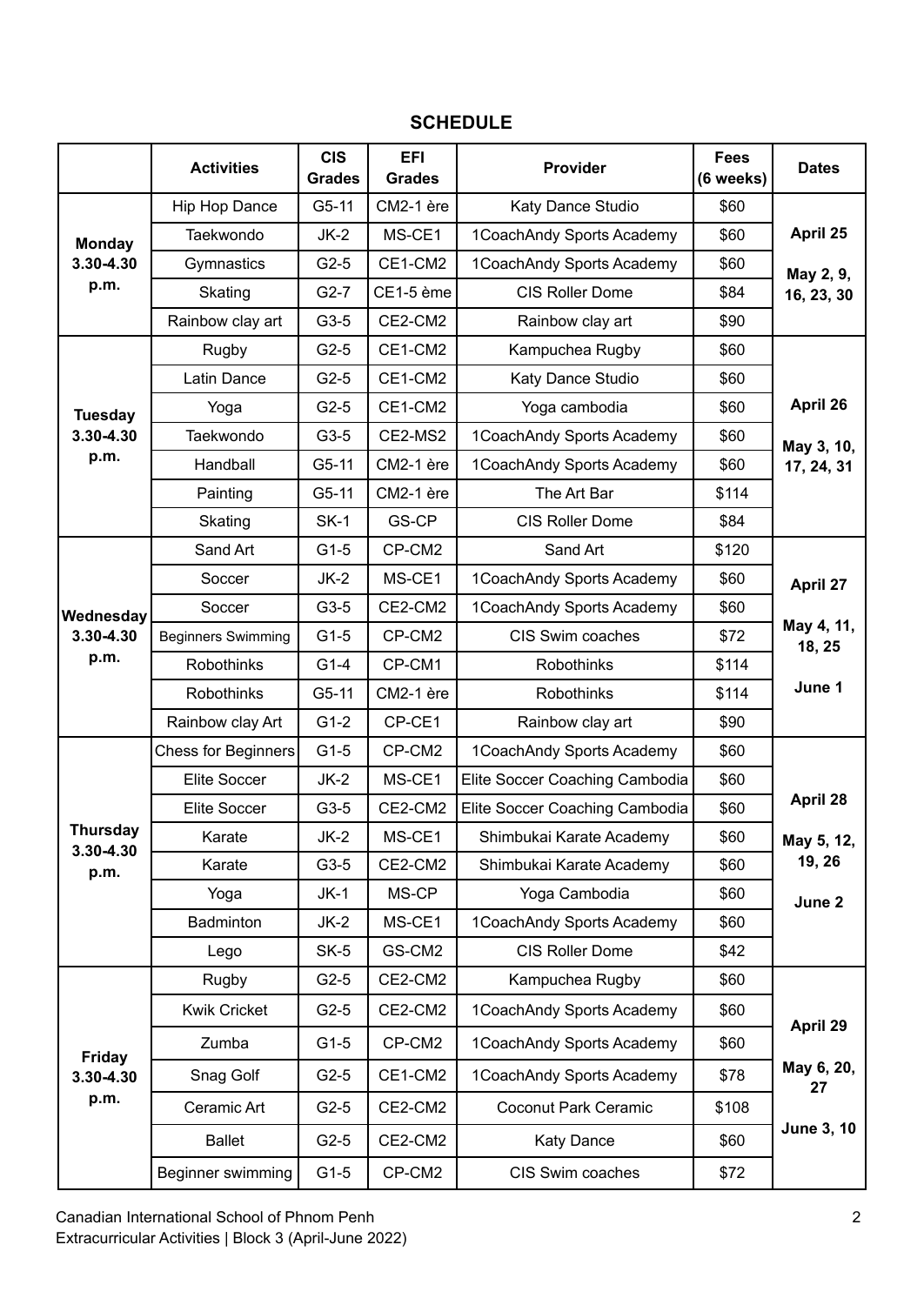## SCHEDULE

| | Activities | CIS Grades | EFI Grades | Provider | Fees (6 weeks) | Dates |
|---|---|---|---|---|---|---|
| **Monday 3.30-4.30 p.m.** | Hip Hop Dance | G5-11 | CM2-1 ère | Katy Dance Studio | $60 | **April 25 May 2, 9, 16, 23, 30** |
| | Taekwondo | JK-2 | MS-CE1 | 1CoachAndy Sports Academy | $60 | |
| | Gymnastics | G2-5 | CE1-CM2 | 1CoachAndy Sports Academy | $60 | |
| | Skating | G2-7 | CE1-5 ème | CIS Roller Dome | $84 | |
| | Rainbow clay art | G3-5 | CE2-CM2 | Rainbow clay art | $90 | |
| **Tuesday 3.30-4.30 p.m.** | Rugby | G2-5 | CE1-CM2 | Kampuchea Rugby | $60 | **April 26 May 3, 10, 17, 24, 31** |
| | Latin Dance | G2-5 | CE1-CM2 | Katy Dance Studio | $60 | |
| | Yoga | G2-5 | CE1-CM2 | Yoga cambodia | $60 | |
| | Taekwondo | G3-5 | CE2-MS2 | 1CoachAndy Sports Academy | $60 | |
| | Handball | G5-11 | CM2-1 ère | 1CoachAndy Sports Academy | $60 | |
| | Painting | G5-11 | CM2-1 ère | The Art Bar | $114 | |
| | Skating | SK-1 | GS-CP | CIS Roller Dome | $84 | |
| **Wednesday 3.30-4.30 p.m.** | Sand Art | G1-5 | CP-CM2 | Sand Art | $120 | **April 27 May 4, 11, 18, 25 June 1** |
| | Soccer | JK-2 | MS-CE1 | 1CoachAndy Sports Academy | $60 | |
| | Soccer | G3-5 | CE2-CM2 | 1CoachAndy Sports Academy | $60 | |
| | Beginners Swimming | G1-5 | CP-CM2 | CIS Swim coaches | $72 | |
| | Robothinks | G1-4 | CP-CM1 | Robothinks | $114 | |
| | Robothinks | G5-11 | CM2-1 ère | Robothinks | $114 | |
| | Rainbow clay Art | G1-2 | CP-CE1 | Rainbow clay art | $90 | |
| **Thursday 3.30-4.30 p.m.** | Chess for Beginners | G1-5 | CP-CM2 | 1CoachAndy Sports Academy | $60 | **April 28 May 5, 12, 19, 26 June 2** |
| | Elite Soccer | JK-2 | MS-CE1 | Elite Soccer Coaching Cambodia | $60 | |
| | Elite Soccer | G3-5 | CE2-CM2 | Elite Soccer Coaching Cambodia | $60 | |
| | Karate | JK-2 | MS-CE1 | Shimbukai Karate Academy | $60 | |
| | Karate | G3-5 | CE2-CM2 | Shimbukai Karate Academy | $60 | |
| | Yoga | JK-1 | MS-CP | Yoga Cambodia | $60 | |
| | Badminton | JK-2 | MS-CE1 | 1CoachAndy Sports Academy | $60 | |
| | Lego | SK-5 | GS-CM2 | CIS Roller Dome | $42 | |
| **Friday 3.30-4.30 p.m.** | Rugby | G2-5 | CE2-CM2 | Kampuchea Rugby | $60 | **April 29 May 6, 20, 27 June 3, 10** |
| | Kwik Cricket | G2-5 | CE2-CM2 | 1CoachAndy Sports Academy | $60 | |
| | Zumba | G1-5 | CP-CM2 | 1CoachAndy Sports Academy | $60 | |
| | Snag Golf | G2-5 | CE1-CM2 | 1CoachAndy Sports Academy | $78 | |
| | Ceramic Art | G2-5 | CE2-CM2 | Coconut Park Ceramic | $108 | |
| | Ballet | G2-5 | CE2-CM2 | Katy Dance | $60 | |
| | Beginner swimming | G1-5 | CP-CM2 | CIS Swim coaches | $72 | |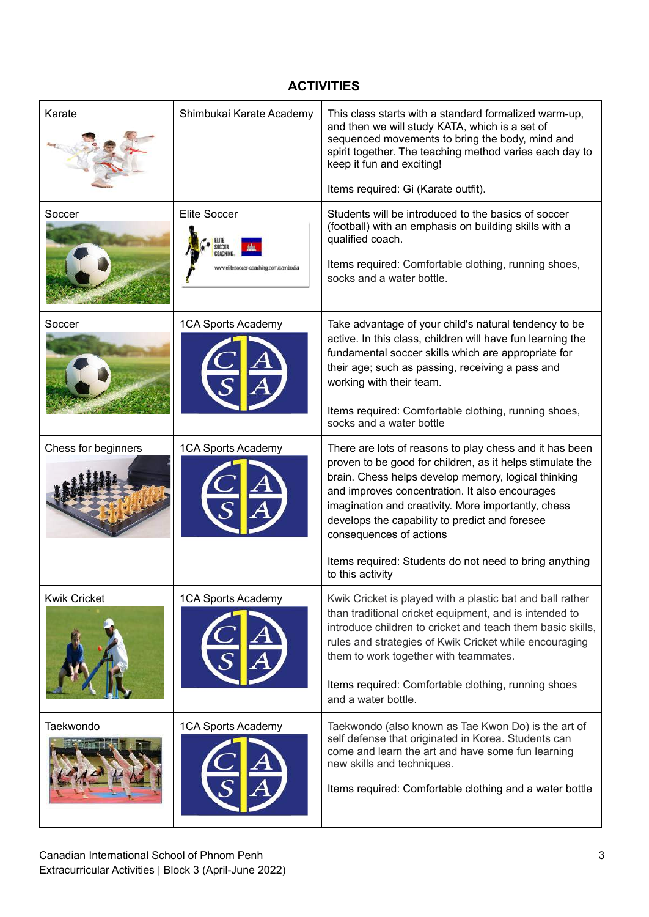## ACTIVITIES

| | | |
|---|---|---|
| Karate | Shimbukai Karate Academy | This class starts with a standard formalized warm-up, and then we will study KATA, which is a set of sequenced movements to bring the body, mind and spirit together. The teaching method varies each day to keep it fun and exciting!<br><br>Items required: Gi (Karate outfit). |
| Soccer | Elite Soccer | Students will be introduced to the basics of soccer (football) with an emphasis on building skills with a qualified coach.<br><br>Items required: Comfortable clothing, running shoes, socks and a water bottle. |
| Soccer | 1CA Sports Academy | Take advantage of your child's natural tendency to be active. In this class, children will have fun learning the fundamental soccer skills which are appropriate for their age; such as passing, receiving a pass and working with their team.<br><br>Items required: Comfortable clothing, running shoes, socks and a water bottle |
| Chess for beginners | 1CA Sports Academy | There are lots of reasons to play chess and it has been proven to be good for children, as it helps stimulate the brain. Chess helps develop memory, logical thinking and improves concentration. It also encourages imagination and creativity. More importantly, chess develops the capability to predict and foresee consequences of actions<br><br>Items required: Students do not need to bring anything to this activity |
| Kwik Cricket | 1CA Sports Academy | Kwik Cricket is played with a plastic bat and ball rather than traditional cricket equipment, and is intended to introduce children to cricket and teach them basic skills, rules and strategies of Kwik Cricket while encouraging them to work together with teammates.<br><br>Items required: Comfortable clothing, running shoes and a water bottle. |
| Taekwondo | 1CA Sports Academy | Taekwondo (also known as Tae Kwon Do) is the art of self defense that originated in Korea. Students can come and learn the art and have some fun learning new skills and techniques.<br><br>Items required: Comfortable clothing and a water bottle |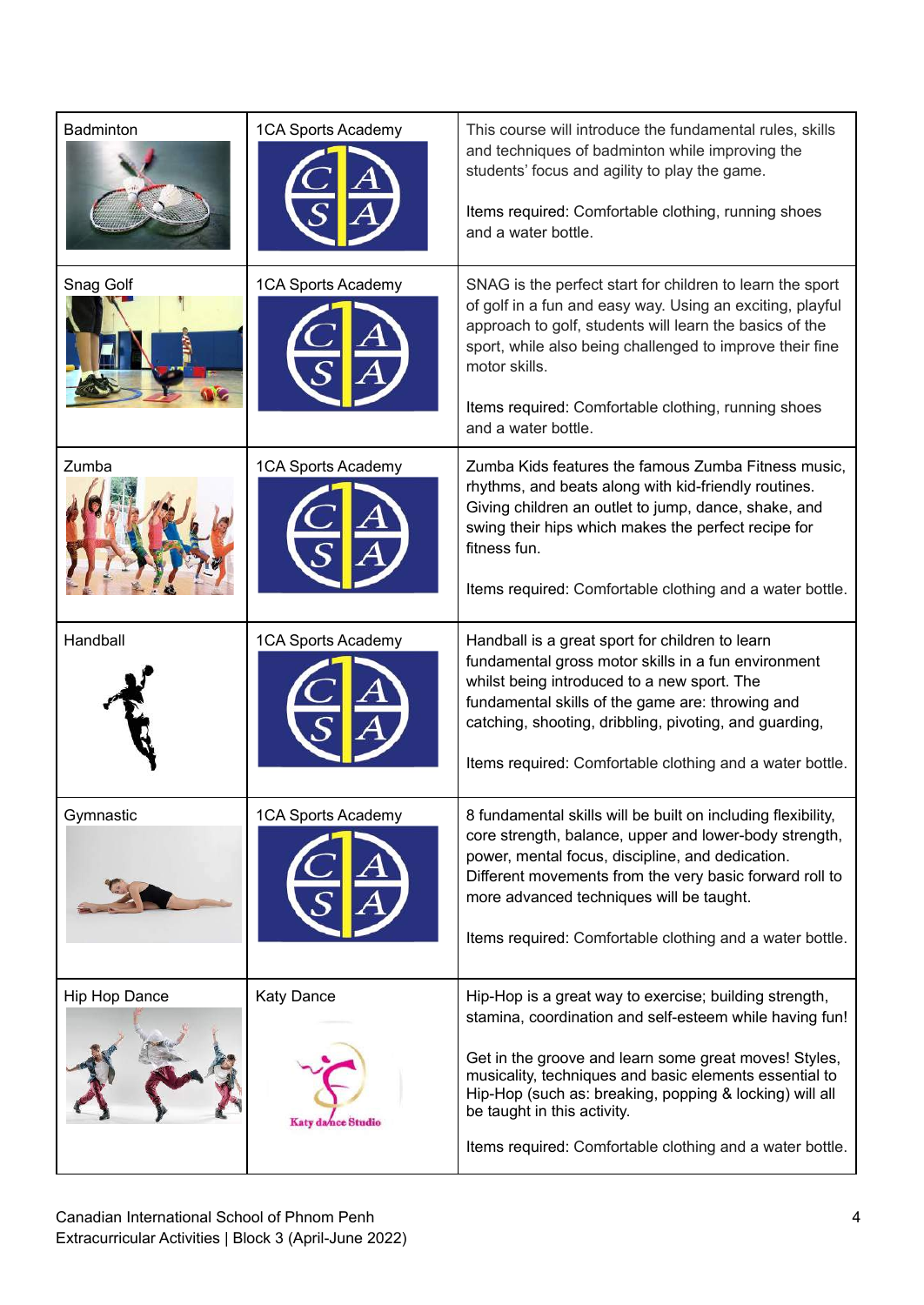| | | |
|---|---|---|
| Badminton | 1CA Sports Academy | This course will introduce the fundamental rules, skills and techniques of badminton while improving the students' focus and agility to play the game.<br><br>Items required: Comfortable clothing, running shoes and a water bottle. |
| Snag Golf | 1CA Sports Academy | SNAG is the perfect start for children to learn the sport of golf in a fun and easy way. Using an exciting, playful approach to golf, students will learn the basics of the sport, while also being challenged to improve their fine motor skills.<br><br>Items required: Comfortable clothing, running shoes and a water bottle. |
| Zumba | 1CA Sports Academy | Zumba Kids features the famous Zumba Fitness music, rhythms, and beats along with kid-friendly routines. Giving children an outlet to jump, dance, shake, and swing their hips which makes the perfect recipe for fitness fun.<br><br>Items required: Comfortable clothing and a water bottle. |
| Handball | 1CA Sports Academy | Handball is a great sport for children to learn fundamental gross motor skills in a fun environment whilst being introduced to a new sport. The fundamental skills of the game are: throwing and catching, shooting, dribbling, pivoting, and guarding,<br><br>Items required: Comfortable clothing and a water bottle. |
| Gymnastic | 1CA Sports Academy | 8 fundamental skills will be built on including flexibility, core strength, balance, upper and lower-body strength, power, mental focus, discipline, and dedication. Different movements from the very basic forward roll to more advanced techniques will be taught.<br><br>Items required: Comfortable clothing and a water bottle. |
| Hip Hop Dance | Katy Dance | Hip-Hop is a great way to exercise; building strength, stamina, coordination and self-esteem while having fun!<br><br>Get in the groove and learn some great moves! Styles, musicality, techniques and basic elements essential to Hip-Hop (such as: breaking, popping & locking) will all be taught in this activity.<br><br>Items required: Comfortable clothing and a water bottle. |

Canadian International School of Phnom Penh
Extracurricular Activities | Block 3 (April-June 2022)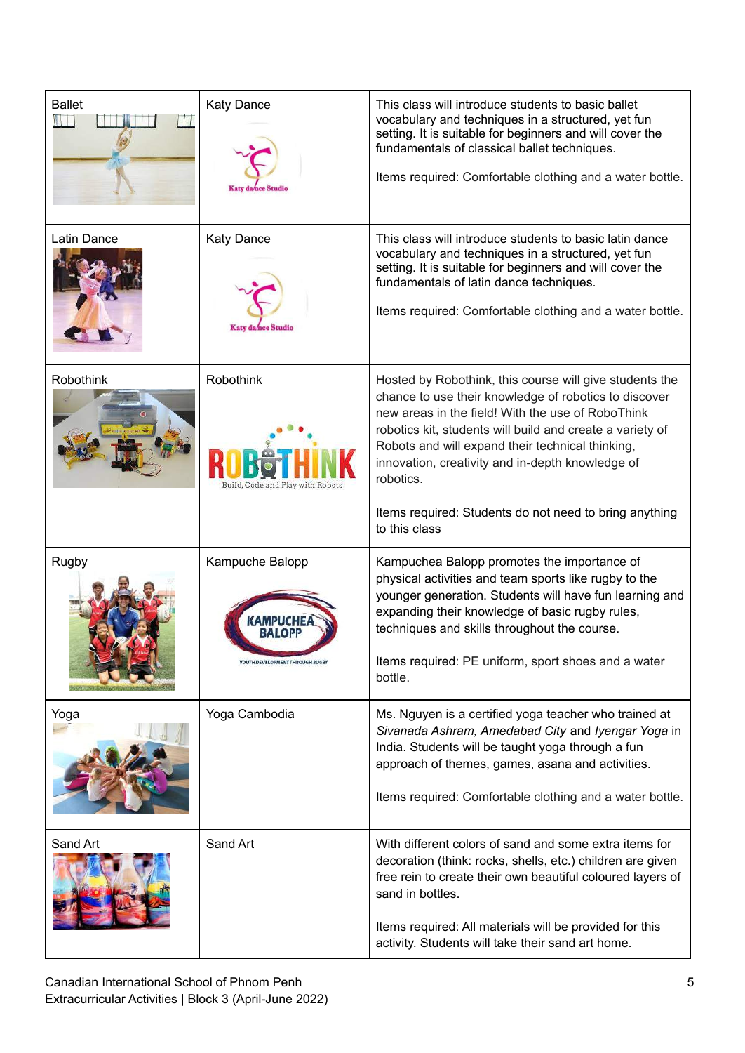| Activity | Provider | Description |
| --- | --- | --- |
| Ballet | Katy Dance | This class will introduce students to basic ballet vocabulary and techniques in a structured, yet fun setting. It is suitable for beginners and will cover the fundamentals of classical ballet techniques.<br><br>Items required: Comfortable clothing and a water bottle. |
| Latin Dance | Katy Dance | This class will introduce students to basic latin dance vocabulary and techniques in a structured, yet fun setting. It is suitable for beginners and will cover the fundamentals of latin dance techniques.<br><br>Items required: Comfortable clothing and a water bottle. |
| Robothink | Robothink | Hosted by Robothink, this course will give students the chance to use their knowledge of robotics to discover new areas in the field! With the use of RoboThink robotics kit, students will build and create a variety of Robots and will expand their technical thinking, innovation, creativity and in-depth knowledge of robotics.<br><br>Items required: Students do not need to bring anything to this class |
| Rugby | Kampuche Balopp | Kampuchea Balopp promotes the importance of physical activities and team sports like rugby to the younger generation. Students will have fun learning and expanding their knowledge of basic rugby rules, techniques and skills throughout the course.<br><br>Items required: PE uniform, sport shoes and a water bottle. |
| Yoga | Yoga Cambodia | Ms. Nguyen is a certified yoga teacher who trained at *Sivanada Ashram, Amedabad City* and *Iyengar Yoga* in India. Students will be taught yoga through a fun approach of themes, games, asana and activities.<br><br>Items required: Comfortable clothing and a water bottle. |
| Sand Art | Sand Art | With different colors of sand and some extra items for decoration (think: rocks, shells, etc.) children are given free rein to create their own beautiful coloured layers of sand in bottles.<br><br>Items required: All materials will be provided for this activity. Students will take their sand art home. |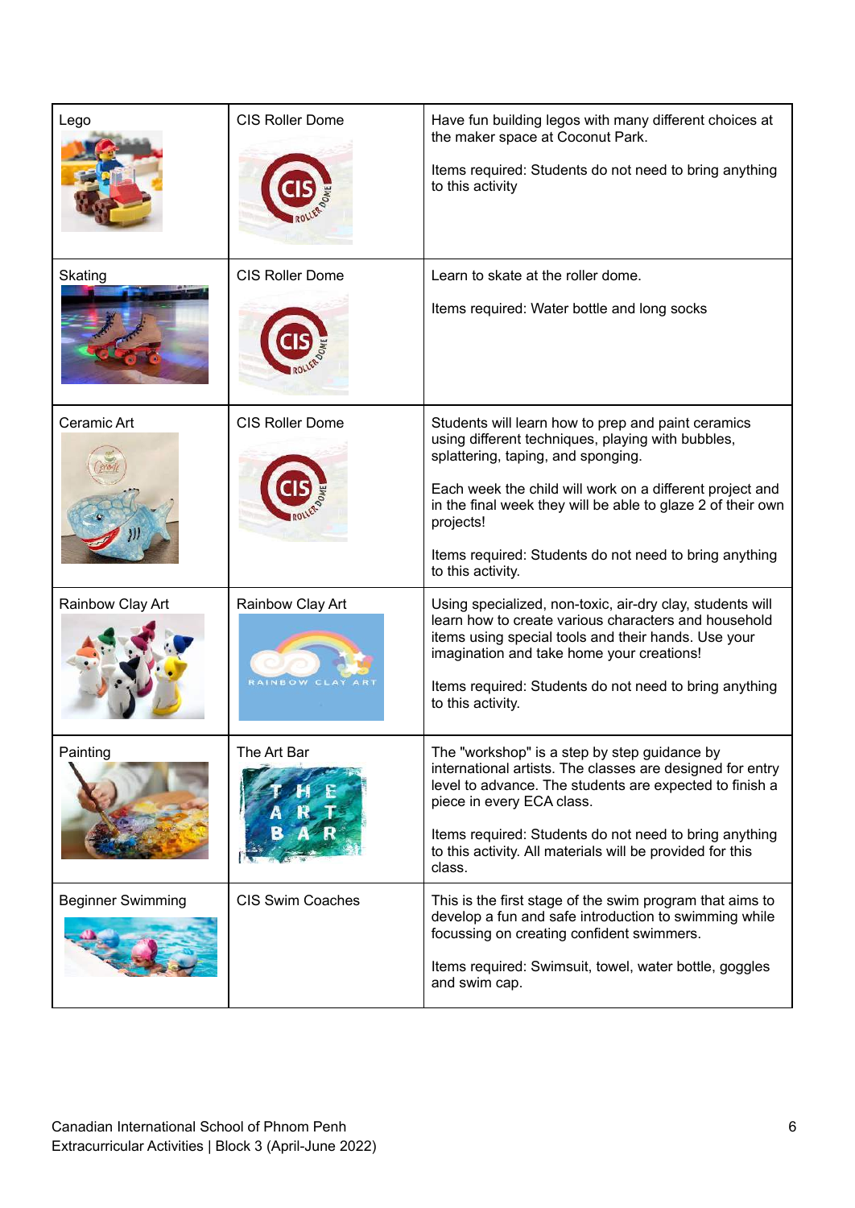| | | |
|---|---|---|
| Lego | CIS Roller Dome | Have fun building legos with many different choices at the maker space at Coconut Park.<br><br>Items required: Students do not need to bring anything to this activity |
| Skating | CIS Roller Dome | Learn to skate at the roller dome.<br><br>Items required: Water bottle and long socks |
| Ceramic Art | CIS Roller Dome | Students will learn how to prep and paint ceramics using different techniques, playing with bubbles, splattering, taping, and sponging.<br><br>Each week the child will work on a different project and in the final week they will be able to glaze 2 of their own projects!<br><br>Items required: Students do not need to bring anything to this activity. |
| Rainbow Clay Art | Rainbow Clay Art | Using specialized, non-toxic, air-dry clay, students will learn how to create various characters and household items using special tools and their hands. Use your imagination and take home your creations!<br><br>Items required: Students do not need to bring anything to this activity. |
| Painting | The Art Bar | The "workshop" is a step by step guidance by international artists. The classes are designed for entry level to advance. The students are expected to finish a piece in every ECA class.<br><br>Items required: Students do not need to bring anything to this activity. All materials will be provided for this class. |
| Beginner Swimming | CIS Swim Coaches | This is the first stage of the swim program that aims to develop a fun and safe introduction to swimming while focussing on creating confident swimmers.<br><br>Items required: Swimsuit, towel, water bottle, goggles and swim cap. |